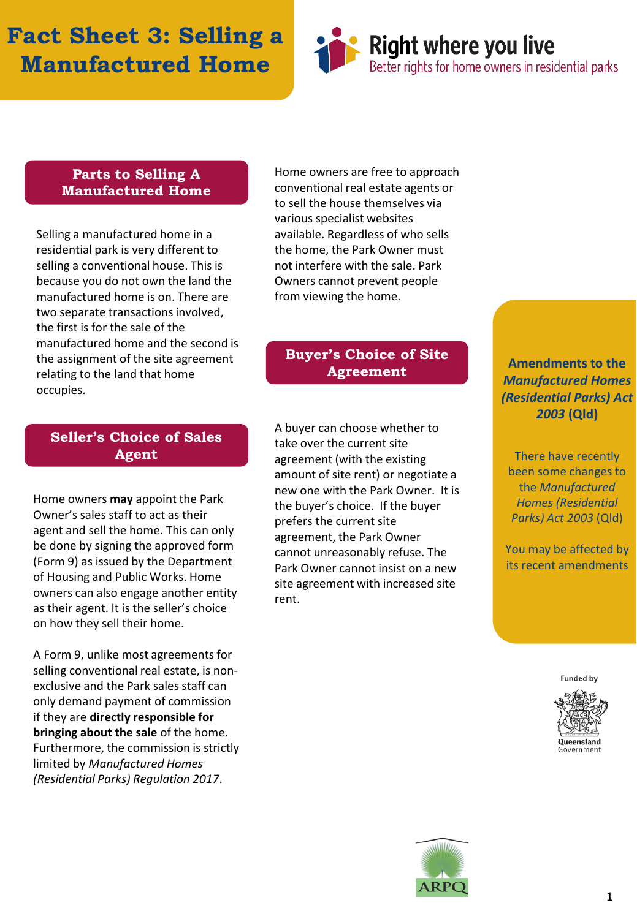# Fact Sheet 3: Selling a Manufactured Home

Right where you live

Better rights for home owners in residential parks

## Parts to Selling A Manufactured Home

Selling a manufactured home in a residential park is very different to selling a conventional house. This is because you do not own the land the manufactured home is on. There are two separate transactions involved, the first is for the sale of the manufactured home and the second is the assignment of the site agreement relating to the land that home occupies.

## Seller's Choice of Sales Agent

Home owners **may** appoint the Park Owner's sales staff to act as their agent and sell the home. This can only be done by signing the approved form (Form 9) as issued by the Department of Housing and Public Works. Home owners can also engage another entity as their agent. It is the seller's choice on how they sell their home.

A Form 9, unlike most agreements for selling conventional real estate, is non-exclusive and the Park sales staff can only demand payment of commission if they are **directly responsible for bringing about the sale** of the home. Furthermore, the commission is strictly limited by *Manufactured Homes (Residential Parks) Regulation 2017*.

Home owners are free to approach conventional real estate agents or to sell the house themselves via various specialist websites available. Regardless of who sells the home, the Park Owner must not interfere with the sale. Park Owners cannot prevent people from viewing the home.

## Buyer's Choice of Site Agreement

A buyer can choose whether to take over the current site agreement (with the existing amount of site rent) or negotiate a new one with the Park Owner. It is the buyer's choice. If the buyer prefers the current site agreement, the Park Owner cannot unreasonably refuse. The Park Owner cannot insist on a new site agreement with increased site rent.

## Amendments to the *Manufactured Homes (Residential Parks) Act 2003* (Qld)

There have recently been some changes to the *Manufactured Homes (Residential Parks) Act 2003* (Qld)

You may be affected by its recent amendments

Funded by Queensland Government

ARPQ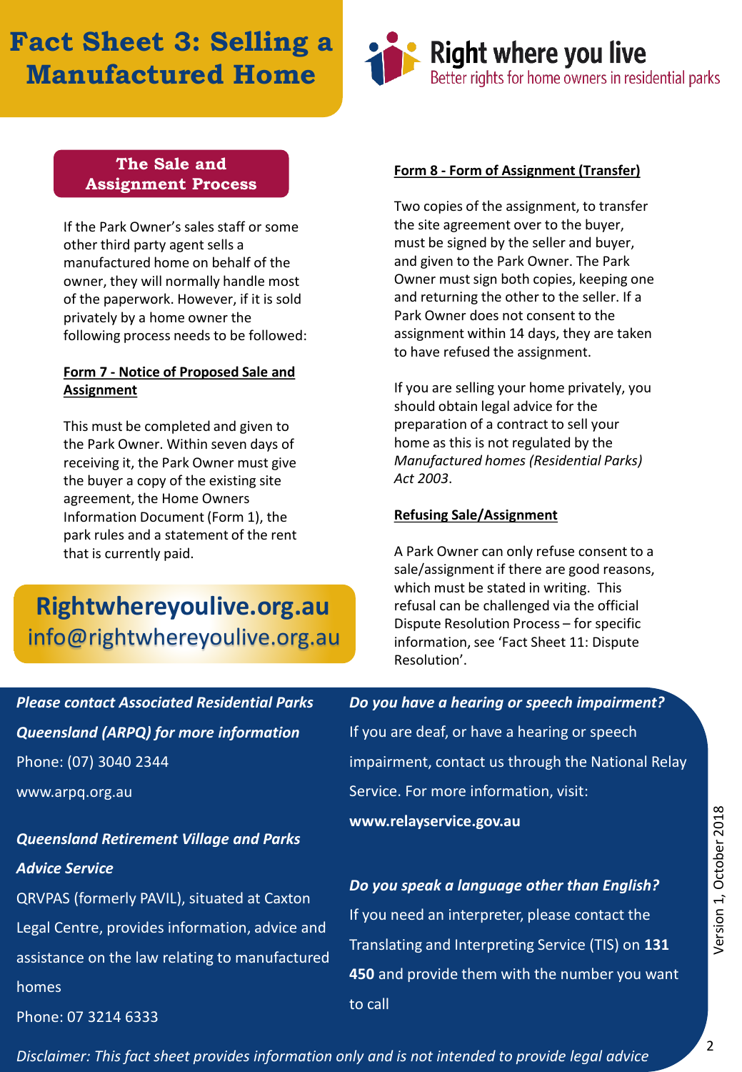# Fact Sheet 3: Selling a Manufactured Home

**Right where you live**
Better rights for home owners in residential parks

## The Sale and Assignment Process

If the Park Owner's sales staff or some other third party agent sells a manufactured home on behalf of the owner, they will normally handle most of the paperwork. However, if it is sold privately by a home owner the following process needs to be followed:

### Form 7 - Notice of Proposed Sale and Assignment

This must be completed and given to the Park Owner. Within seven days of receiving it, the Park Owner must give the buyer a copy of the existing site agreement, the Home Owners Information Document (Form 1), the park rules and a statement of the rent that is currently paid.

**Rightwhereyoulive.org.au**
info@rightwhereyoulive.org.au

### Form 8 - Form of Assignment (Transfer)

Two copies of the assignment, to transfer the site agreement over to the buyer, must be signed by the seller and buyer, and given to the Park Owner. The Park Owner must sign both copies, keeping one and returning the other to the seller. If a Park Owner does not consent to the assignment within 14 days, they are taken to have refused the assignment.

If you are selling your home privately, you should obtain legal advice for the preparation of a contract to sell your home as this is not regulated by the *Manufactured homes (Residential Parks) Act 2003*.

### Refusing Sale/Assignment

A Park Owner can only refuse consent to a sale/assignment if there are good reasons, which must be stated in writing. This refusal can be challenged via the official Dispute Resolution Process – for specific information, see 'Fact Sheet 11: Dispute Resolution'.

***Please contact Associated Residential Parks Queensland (ARPQ) for more information***

Phone: (07) 3040 2344

www.arpq.org.au

***Queensland Retirement Village and Parks Advice Service***

QRVPAS (formerly PAVIL), situated at Caxton Legal Centre, provides information, advice and assistance on the law relating to manufactured homes

Phone: 07 3214 6333

***Do you have a hearing or speech impairment?***

If you are deaf, or have a hearing or speech impairment, contact us through the National Relay Service. For more information, visit:

**www.relayservice.gov.au**

***Do you speak a language other than English?***

If you need an interpreter, please contact the Translating and Interpreting Service (TIS) on **131 450** and provide them with the number you want to call

Version 1, October 2018

*Disclaimer: This fact sheet provides information only and is not intended to provide legal advice*